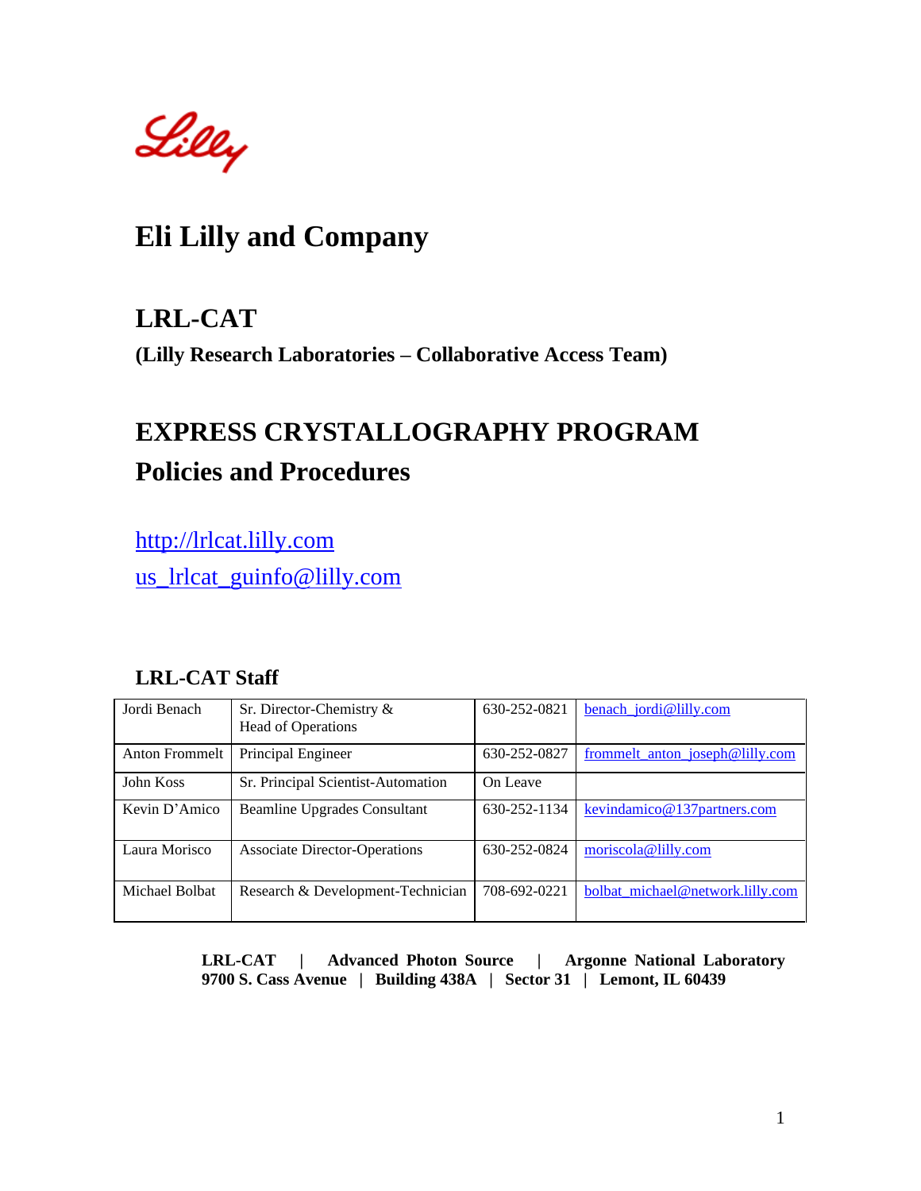Lilly

# Eli Lilly and Company

## LRL-CAT

**(Lilly Research Laboratories – Collaborative Access Team)**

## EXPRESS CRYSTALLOGRAPHY PROGRAM

## Policies and Procedures

http://lrlcat.lilly.com

us_lrlcat_guinfo@lilly.com

### LRL-CAT Staff

| | | | |
|---|---|---|---|
| Jordi Benach | Sr. Director-Chemistry & Head of Operations | 630-252-0821 | benach_jordi@lilly.com |
| Anton Frommelt | Principal Engineer | 630-252-0827 | frommelt_anton_joseph@lilly.com |
| John Koss | Sr. Principal Scientist-Automation | On Leave | |
| Kevin D'Amico | Beamline Upgrades Consultant | 630-252-1134 | kevindamico@137partners.com |
| Laura Morisco | Associate Director-Operations | 630-252-0824 | moriscola@lilly.com |
| Michael Bolbat | Research & Development-Technician | 708-692-0221 | bolbat_michael@network.lilly.com |

**LRL-CAT | Advanced Photon Source | Argonne National Laboratory**
**9700 S. Cass Avenue | Building 438A | Sector 31 | Lemont, IL 60439**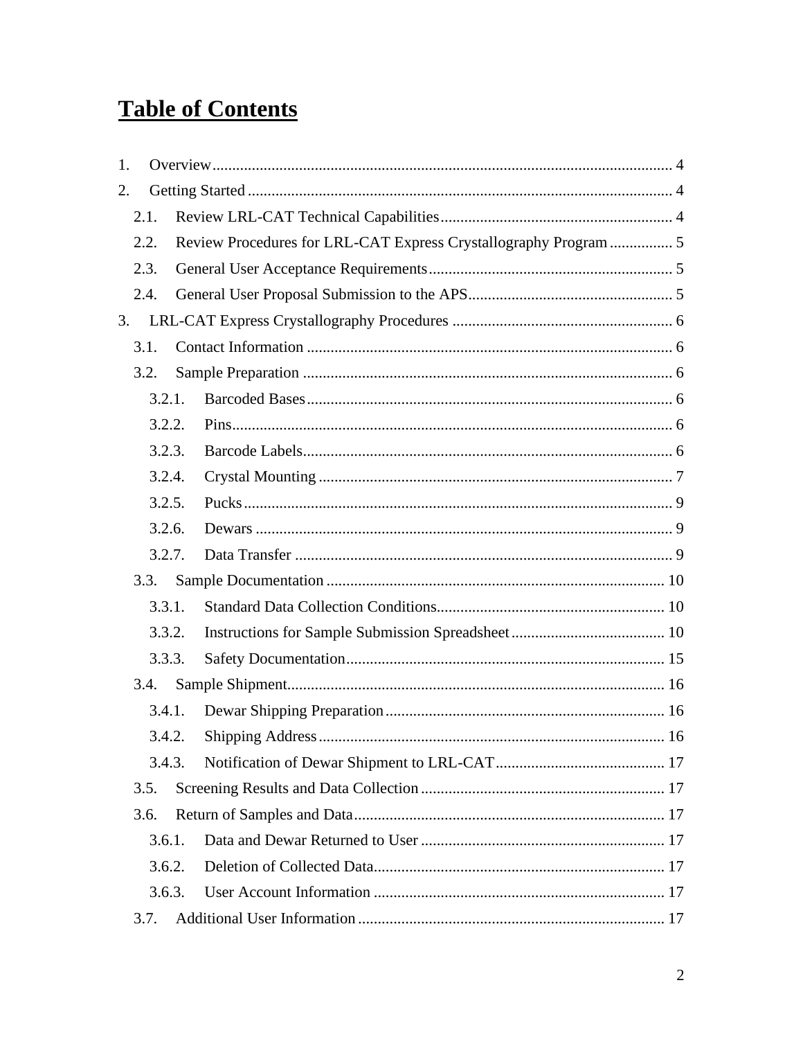# Table of Contents

1. Overview .......... 4
2. Getting Started .......... 4
   - 2.1. Review LRL-CAT Technical Capabilities .......... 4
   - 2.2. Review Procedures for LRL-CAT Express Crystallography Program .......... 5
   - 2.3. General User Acceptance Requirements .......... 5
   - 2.4. General User Proposal Submission to the APS .......... 5
3. LRL-CAT Express Crystallography Procedures .......... 6
   - 3.1. Contact Information .......... 6
   - 3.2. Sample Preparation .......... 6
     - 3.2.1. Barcoded Bases .......... 6
     - 3.2.2. Pins .......... 6
     - 3.2.3. Barcode Labels .......... 6
     - 3.2.4. Crystal Mounting .......... 7
     - 3.2.5. Pucks .......... 9
     - 3.2.6. Dewars .......... 9
     - 3.2.7. Data Transfer .......... 9
   - 3.3. Sample Documentation .......... 10
     - 3.3.1. Standard Data Collection Conditions .......... 10
     - 3.3.2. Instructions for Sample Submission Spreadsheet .......... 10
     - 3.3.3. Safety Documentation .......... 15
   - 3.4. Sample Shipment .......... 16
     - 3.4.1. Dewar Shipping Preparation .......... 16
     - 3.4.2. Shipping Address .......... 16
     - 3.4.3. Notification of Dewar Shipment to LRL-CAT .......... 17
   - 3.5. Screening Results and Data Collection .......... 17
   - 3.6. Return of Samples and Data .......... 17
     - 3.6.1. Data and Dewar Returned to User .......... 17
     - 3.6.2. Deletion of Collected Data .......... 17
     - 3.6.3. User Account Information .......... 17
   - 3.7. Additional User Information .......... 17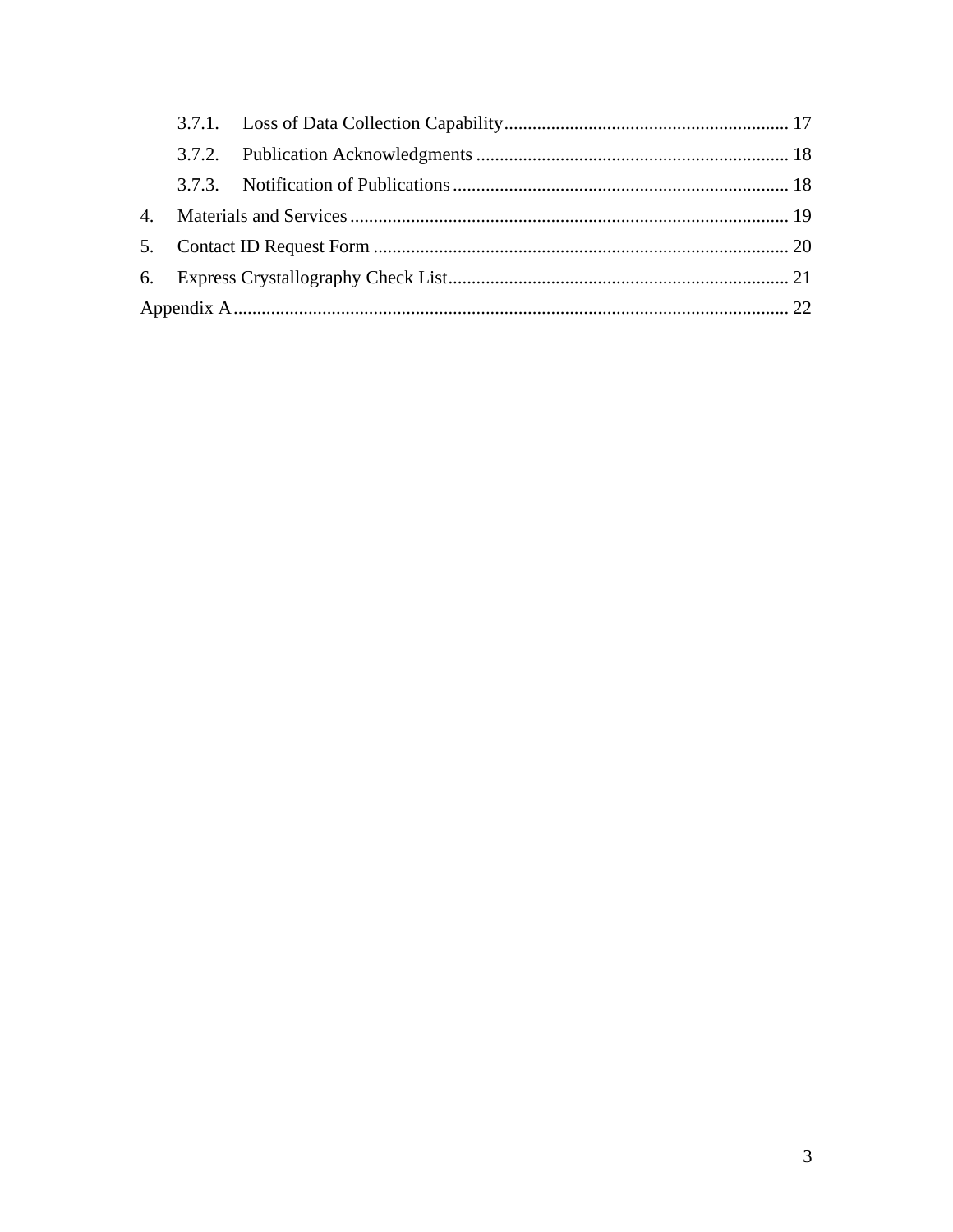3.7.1. Loss of Data Collection Capability ........ 17

3.7.2. Publication Acknowledgments ........ 18

3.7.3. Notification of Publications ........ 18

4. Materials and Services ........ 19

5. Contact ID Request Form ........ 20

6. Express Crystallography Check List ........ 21

Appendix A ........ 22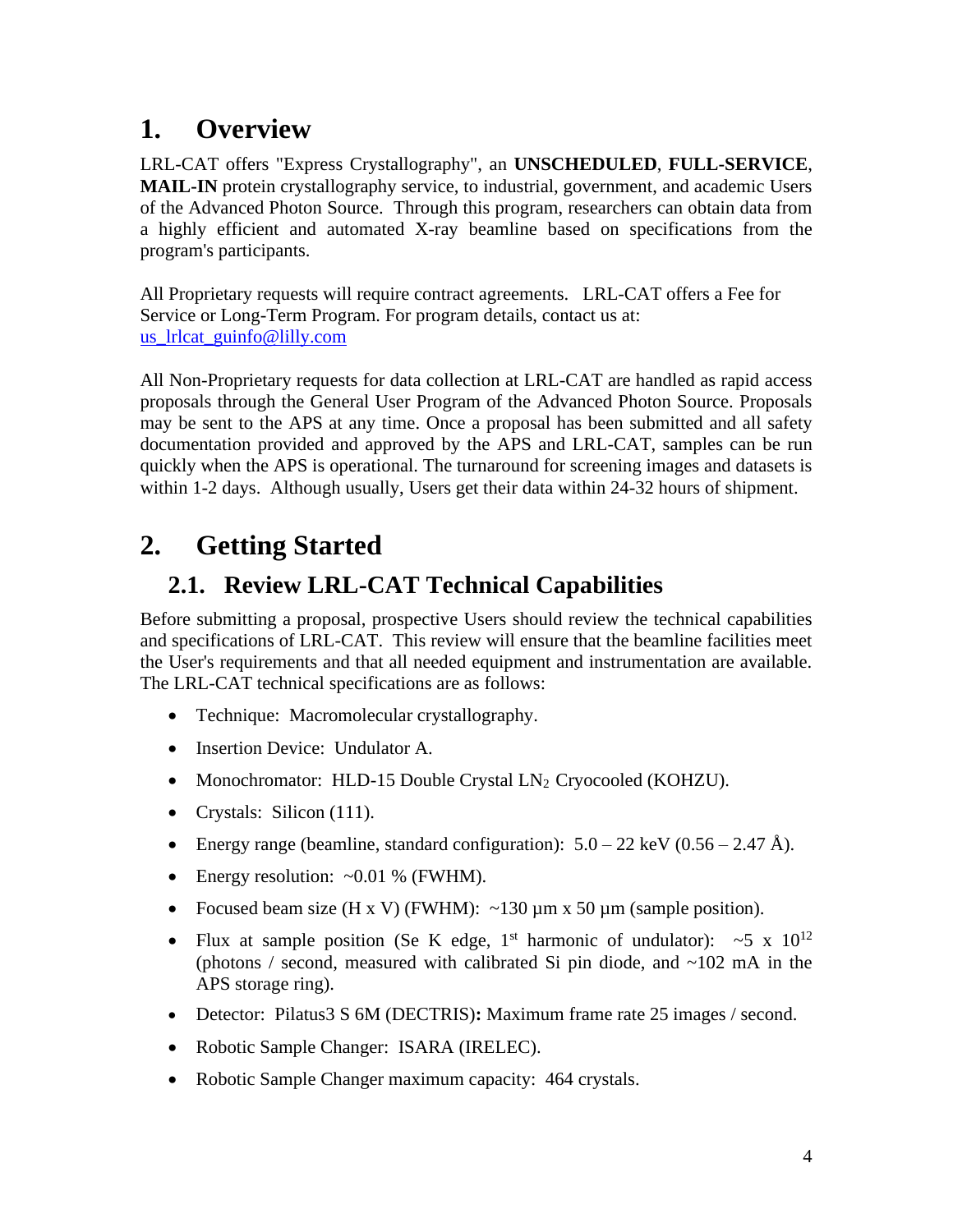# 1. Overview

LRL-CAT offers "Express Crystallography", an **UNSCHEDULED**, **FULL-SERVICE**, **MAIL-IN** protein crystallography service, to industrial, government, and academic Users of the Advanced Photon Source. Through this program, researchers can obtain data from a highly efficient and automated X-ray beamline based on specifications from the program's participants.

All Proprietary requests will require contract agreements. LRL-CAT offers a Fee for Service or Long-Term Program. For program details, contact us at: us_lrlcat_guinfo@lilly.com

All Non-Proprietary requests for data collection at LRL-CAT are handled as rapid access proposals through the General User Program of the Advanced Photon Source. Proposals may be sent to the APS at any time. Once a proposal has been submitted and all safety documentation provided and approved by the APS and LRL-CAT, samples can be run quickly when the APS is operational. The turnaround for screening images and datasets is within 1-2 days. Although usually, Users get their data within 24-32 hours of shipment.

# 2. Getting Started

## 2.1. Review LRL-CAT Technical Capabilities

Before submitting a proposal, prospective Users should review the technical capabilities and specifications of LRL-CAT. This review will ensure that the beamline facilities meet the User's requirements and that all needed equipment and instrumentation are available. The LRL-CAT technical specifications are as follows:

- Technique: Macromolecular crystallography.
- Insertion Device: Undulator A.
- Monochromator: HLD-15 Double Crystal $LN_2$ Cryocooled (KOHZU).
- Crystals: Silicon (111).
- Energy range (beamline, standard configuration): 5.0 – 22 keV (0.56 – 2.47 Å).
- Energy resolution: ~0.01 % (FWHM).
- Focused beam size (H x V) (FWHM): ~130 µm x 50 µm (sample position).
- Flux at sample position (Se K edge, 1st harmonic of undulator): ~$5 \times 10^{12}$ (photons / second, measured with calibrated Si pin diode, and ~102 mA in the APS storage ring).
- Detector: Pilatus3 S 6M (DECTRIS)**:** Maximum frame rate 25 images / second.
- Robotic Sample Changer: ISARA (IRELEC).
- Robotic Sample Changer maximum capacity: 464 crystals.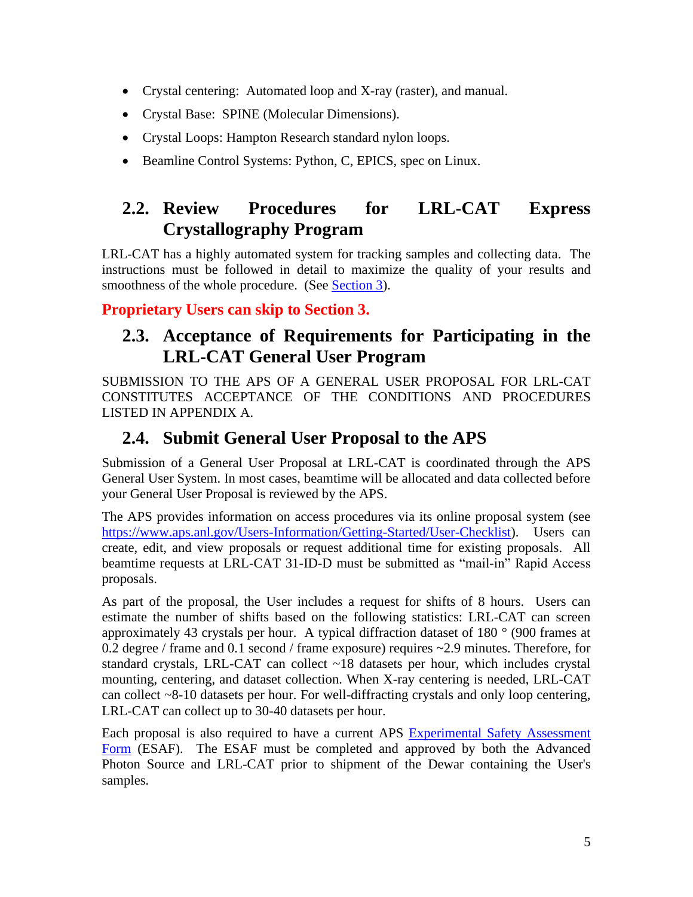- Crystal centering: Automated loop and X-ray (raster), and manual.
- Crystal Base: SPINE (Molecular Dimensions).
- Crystal Loops: Hampton Research standard nylon loops.
- Beamline Control Systems: Python, C, EPICS, spec on Linux.

## 2.2. Review Procedures for LRL-CAT Express Crystallography Program

LRL-CAT has a highly automated system for tracking samples and collecting data. The instructions must be followed in detail to maximize the quality of your results and smoothness of the whole procedure. (See [Section 3](#)).

**Proprietary Users can skip to Section 3.**

## 2.3. Acceptance of Requirements for Participating in the LRL-CAT General User Program

SUBMISSION TO THE APS OF A GENERAL USER PROPOSAL FOR LRL-CAT CONSTITUTES ACCEPTANCE OF THE CONDITIONS AND PROCEDURES LISTED IN APPENDIX A.

## 2.4. Submit General User Proposal to the APS

Submission of a General User Proposal at LRL-CAT is coordinated through the APS General User System. In most cases, beamtime will be allocated and data collected before your General User Proposal is reviewed by the APS.

The APS provides information on access procedures via its online proposal system (see https://www.aps.anl.gov/Users-Information/Getting-Started/User-Checklist). Users can create, edit, and view proposals or request additional time for existing proposals. All beamtime requests at LRL-CAT 31-ID-D must be submitted as "mail-in" Rapid Access proposals.

As part of the proposal, the User includes a request for shifts of 8 hours. Users can estimate the number of shifts based on the following statistics: LRL-CAT can screen approximately 43 crystals per hour. A typical diffraction dataset of 180 ° (900 frames at 0.2 degree / frame and 0.1 second / frame exposure) requires ~2.9 minutes. Therefore, for standard crystals, LRL-CAT can collect ~18 datasets per hour, which includes crystal mounting, centering, and dataset collection. When X-ray centering is needed, LRL-CAT can collect ~8-10 datasets per hour. For well-diffracting crystals and only loop centering, LRL-CAT can collect up to 30-40 datasets per hour.

Each proposal is also required to have a current APS [Experimental Safety Assessment Form](#) (ESAF). The ESAF must be completed and approved by both the Advanced Photon Source and LRL-CAT prior to shipment of the Dewar containing the User's samples.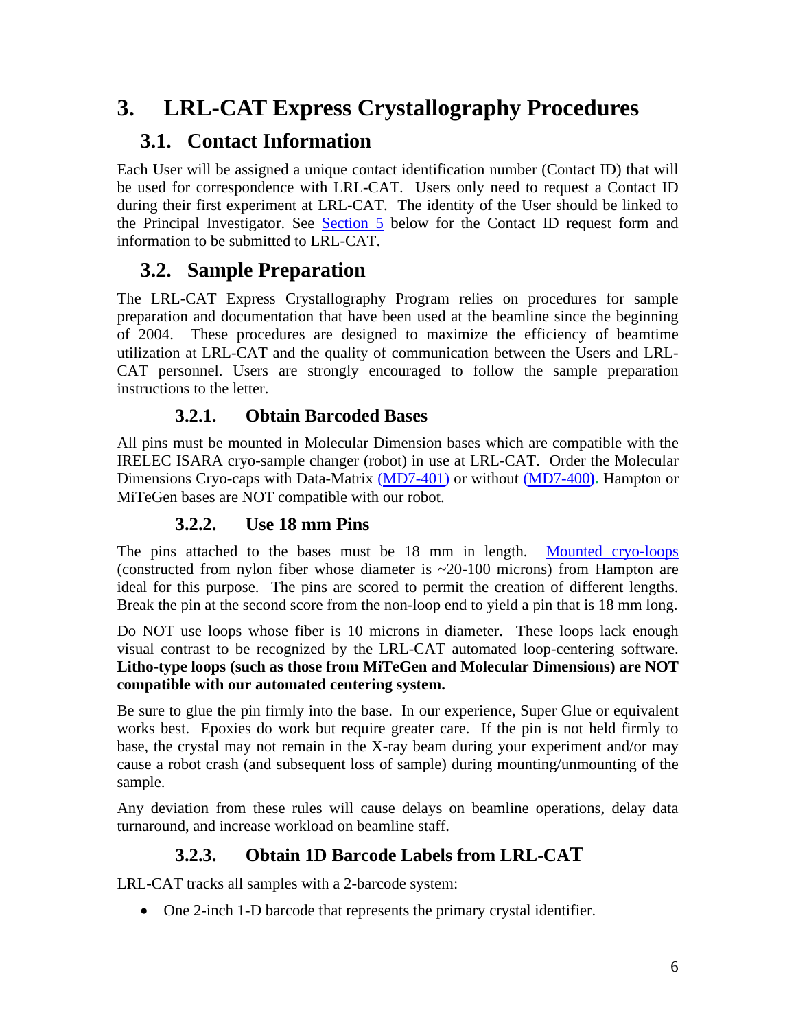# 3. LRL-CAT Express Crystallography Procedures

## 3.1. Contact Information

Each User will be assigned a unique contact identification number (Contact ID) that will be used for correspondence with LRL-CAT. Users only need to request a Contact ID during their first experiment at LRL-CAT. The identity of the User should be linked to the Principal Investigator. See Section 5 below for the Contact ID request form and information to be submitted to LRL-CAT.

## 3.2. Sample Preparation

The LRL-CAT Express Crystallography Program relies on procedures for sample preparation and documentation that have been used at the beamline since the beginning of 2004. These procedures are designed to maximize the efficiency of beamtime utilization at LRL-CAT and the quality of communication between the Users and LRL-CAT personnel. Users are strongly encouraged to follow the sample preparation instructions to the letter.

### 3.2.1. Obtain Barcoded Bases

All pins must be mounted in Molecular Dimension bases which are compatible with the IRELEC ISARA cryo-sample changer (robot) in use at LRL-CAT. Order the Molecular Dimensions Cryo-caps with Data-Matrix (MD7-401) or without (MD7-400). Hampton or MiTeGen bases are NOT compatible with our robot.

### 3.2.2. Use 18 mm Pins

The pins attached to the bases must be 18 mm in length. Mounted cryo-loops (constructed from nylon fiber whose diameter is ~20-100 microns) from Hampton are ideal for this purpose. The pins are scored to permit the creation of different lengths. Break the pin at the second score from the non-loop end to yield a pin that is 18 mm long.

Do NOT use loops whose fiber is 10 microns in diameter. These loops lack enough visual contrast to be recognized by the LRL-CAT automated loop-centering software. **Litho-type loops (such as those from MiTeGen and Molecular Dimensions) are NOT compatible with our automated centering system.**

Be sure to glue the pin firmly into the base. In our experience, Super Glue or equivalent works best. Epoxies do work but require greater care. If the pin is not held firmly to base, the crystal may not remain in the X-ray beam during your experiment and/or may cause a robot crash (and subsequent loss of sample) during mounting/unmounting of the sample.

Any deviation from these rules will cause delays on beamline operations, delay data turnaround, and increase workload on beamline staff.

### 3.2.3. Obtain 1D Barcode Labels from LRL-CAT

LRL-CAT tracks all samples with a 2-barcode system:

- One 2-inch 1-D barcode that represents the primary crystal identifier.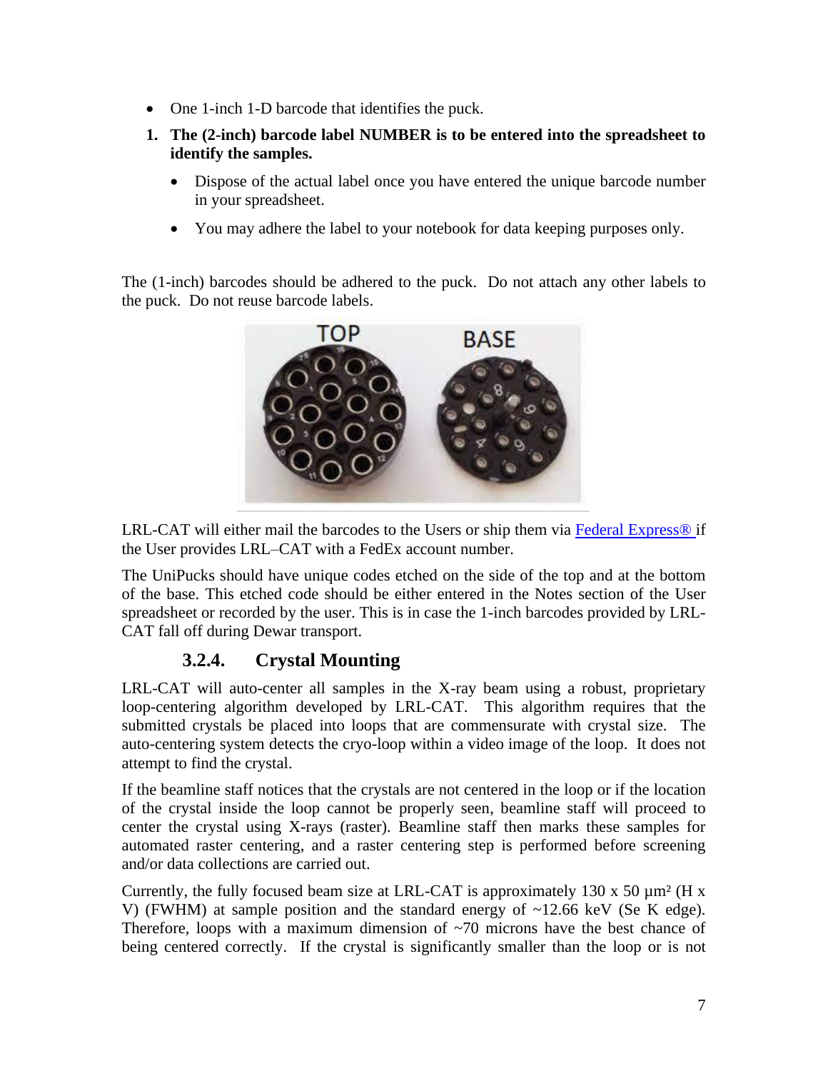- One 1-inch 1-D barcode that identifies the puck.

1. **The (2-inch) barcode label NUMBER is to be entered into the spreadsheet to identify the samples.**
   - Dispose of the actual label once you have entered the unique barcode number in your spreadsheet.
   - You may adhere the label to your notebook for data keeping purposes only.

The (1-inch) barcodes should be adhered to the puck. Do not attach any other labels to the puck. Do not reuse barcode labels.

LRL-CAT will either mail the barcodes to the Users or ship them via Federal Express® if the User provides LRL–CAT with a FedEx account number.

The UniPucks should have unique codes etched on the side of the top and at the bottom of the base. This etched code should be either entered in the Notes section of the User spreadsheet or recorded by the user. This is in case the 1-inch barcodes provided by LRL-CAT fall off during Dewar transport.

### 3.2.4. Crystal Mounting

LRL-CAT will auto-center all samples in the X-ray beam using a robust, proprietary loop-centering algorithm developed by LRL-CAT. This algorithm requires that the submitted crystals be placed into loops that are commensurate with crystal size. The auto-centering system detects the cryo-loop within a video image of the loop. It does not attempt to find the crystal.

If the beamline staff notices that the crystals are not centered in the loop or if the location of the crystal inside the loop cannot be properly seen, beamline staff will proceed to center the crystal using X-rays (raster). Beamline staff then marks these samples for automated raster centering, and a raster centering step is performed before screening and/or data collections are carried out.

Currently, the fully focused beam size at LRL-CAT is approximately 130 x 50 µm² (H x V) (FWHM) at sample position and the standard energy of ~12.66 keV (Se K edge). Therefore, loops with a maximum dimension of ~70 microns have the best chance of being centered correctly. If the crystal is significantly smaller than the loop or is not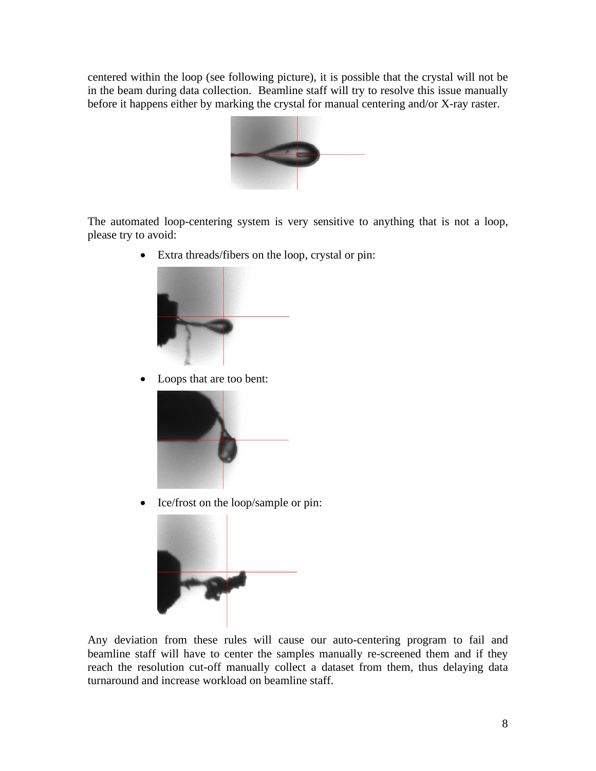centered within the loop (see following picture), it is possible that the crystal will not be in the beam during data collection. Beamline staff will try to resolve this issue manually before it happens either by marking the crystal for manual centering and/or X-ray raster.

The automated loop-centering system is very sensitive to anything that is not a loop, please try to avoid:

- Extra threads/fibers on the loop, crystal or pin:
- Loops that are too bent:
- Ice/frost on the loop/sample or pin:

Any deviation from these rules will cause our auto-centering program to fail and beamline staff will have to center the samples manually re-screened them and if they reach the resolution cut-off manually collect a dataset from them, thus delaying data turnaround and increase workload on beamline staff.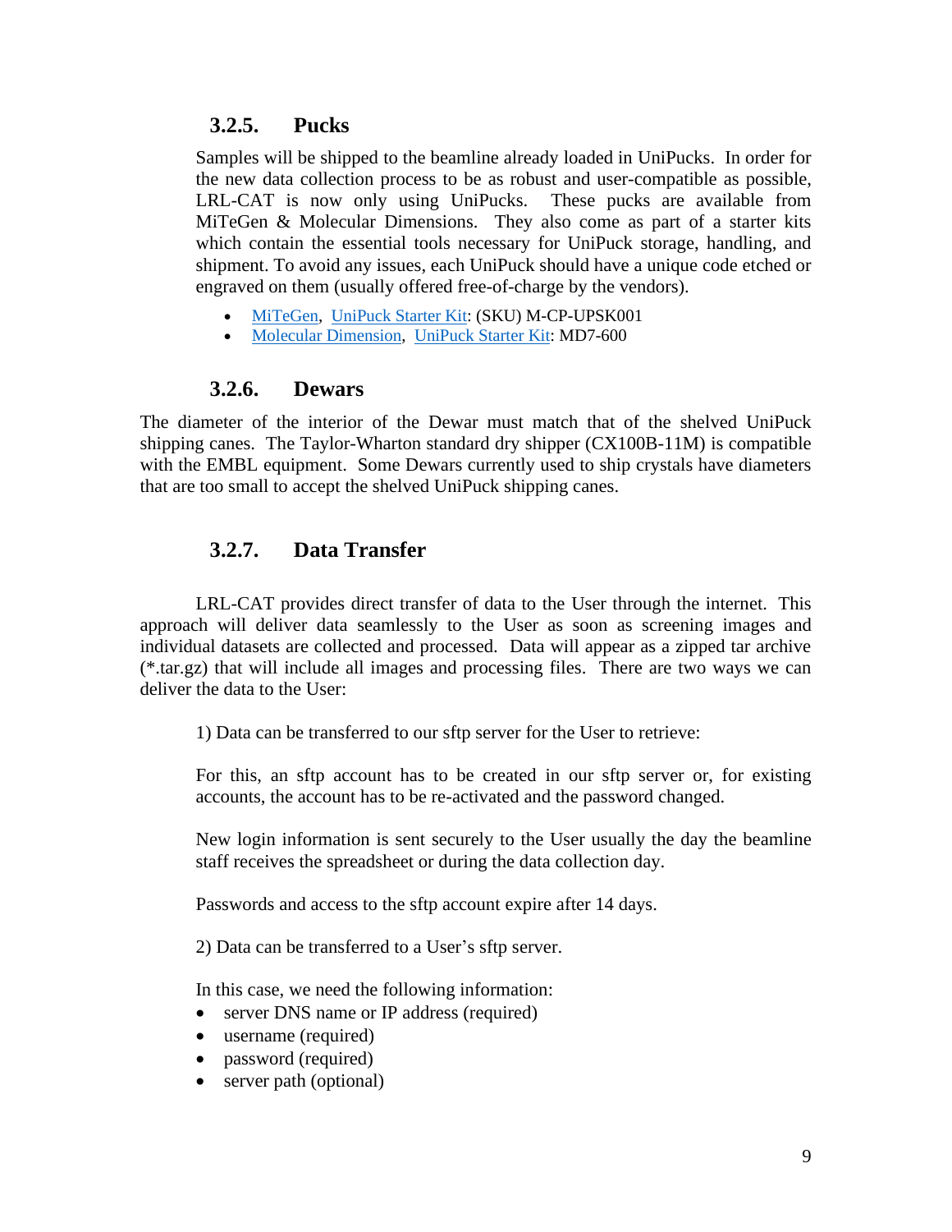### 3.2.5. Pucks

Samples will be shipped to the beamline already loaded in UniPucks. In order for the new data collection process to be as robust and user-compatible as possible, LRL-CAT is now only using UniPucks. These pucks are available from MiTeGen & Molecular Dimensions. They also come as part of a starter kits which contain the essential tools necessary for UniPuck storage, handling, and shipment. To avoid any issues, each UniPuck should have a unique code etched or engraved on them (usually offered free-of-charge by the vendors).

- MiTeGen, UniPuck Starter Kit: (SKU) M-CP-UPSK001
- Molecular Dimension, UniPuck Starter Kit: MD7-600

### 3.2.6. Dewars

The diameter of the interior of the Dewar must match that of the shelved UniPuck shipping canes. The Taylor-Wharton standard dry shipper (CX100B-11M) is compatible with the EMBL equipment. Some Dewars currently used to ship crystals have diameters that are too small to accept the shelved UniPuck shipping canes.

### 3.2.7. Data Transfer

LRL-CAT provides direct transfer of data to the User through the internet. This approach will deliver data seamlessly to the User as soon as screening images and individual datasets are collected and processed. Data will appear as a zipped tar archive (*.tar.gz) that will include all images and processing files. There are two ways we can deliver the data to the User:

1) Data can be transferred to our sftp server for the User to retrieve:

For this, an sftp account has to be created in our sftp server or, for existing accounts, the account has to be re-activated and the password changed.

New login information is sent securely to the User usually the day the beamline staff receives the spreadsheet or during the data collection day.

Passwords and access to the sftp account expire after 14 days.

2) Data can be transferred to a User's sftp server.

In this case, we need the following information:

- server DNS name or IP address (required)
- username (required)
- password (required)
- server path (optional)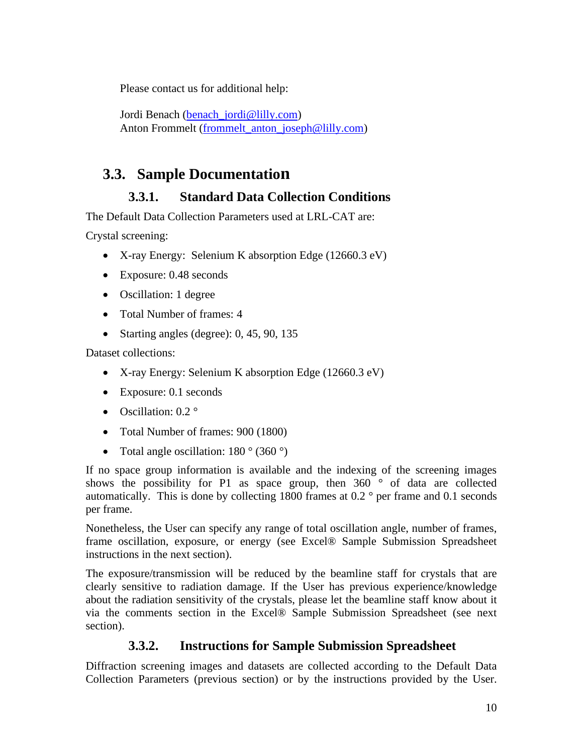Please contact us for additional help:

Jordi Benach (benach_jordi@lilly.com)
Anton Frommelt (frommelt_anton_joseph@lilly.com)

## 3.3. Sample Documentation

### 3.3.1. Standard Data Collection Conditions

The Default Data Collection Parameters used at LRL-CAT are:

Crystal screening:

- X-ray Energy: Selenium K absorption Edge (12660.3 eV)
- Exposure: 0.48 seconds
- Oscillation: 1 degree
- Total Number of frames: 4
- Starting angles (degree): 0, 45, 90, 135

Dataset collections:

- X-ray Energy: Selenium K absorption Edge (12660.3 eV)
- Exposure: 0.1 seconds
- Oscillation: 0.2 °
- Total Number of frames: 900 (1800)
- Total angle oscillation: 180 ° (360 °)

If no space group information is available and the indexing of the screening images shows the possibility for P1 as space group, then 360 ° of data are collected automatically. This is done by collecting 1800 frames at 0.2 ° per frame and 0.1 seconds per frame.

Nonetheless, the User can specify any range of total oscillation angle, number of frames, frame oscillation, exposure, or energy (see Excel® Sample Submission Spreadsheet instructions in the next section).

The exposure/transmission will be reduced by the beamline staff for crystals that are clearly sensitive to radiation damage. If the User has previous experience/knowledge about the radiation sensitivity of the crystals, please let the beamline staff know about it via the comments section in the Excel® Sample Submission Spreadsheet (see next section).

### 3.3.2. Instructions for Sample Submission Spreadsheet

Diffraction screening images and datasets are collected according to the Default Data Collection Parameters (previous section) or by the instructions provided by the User.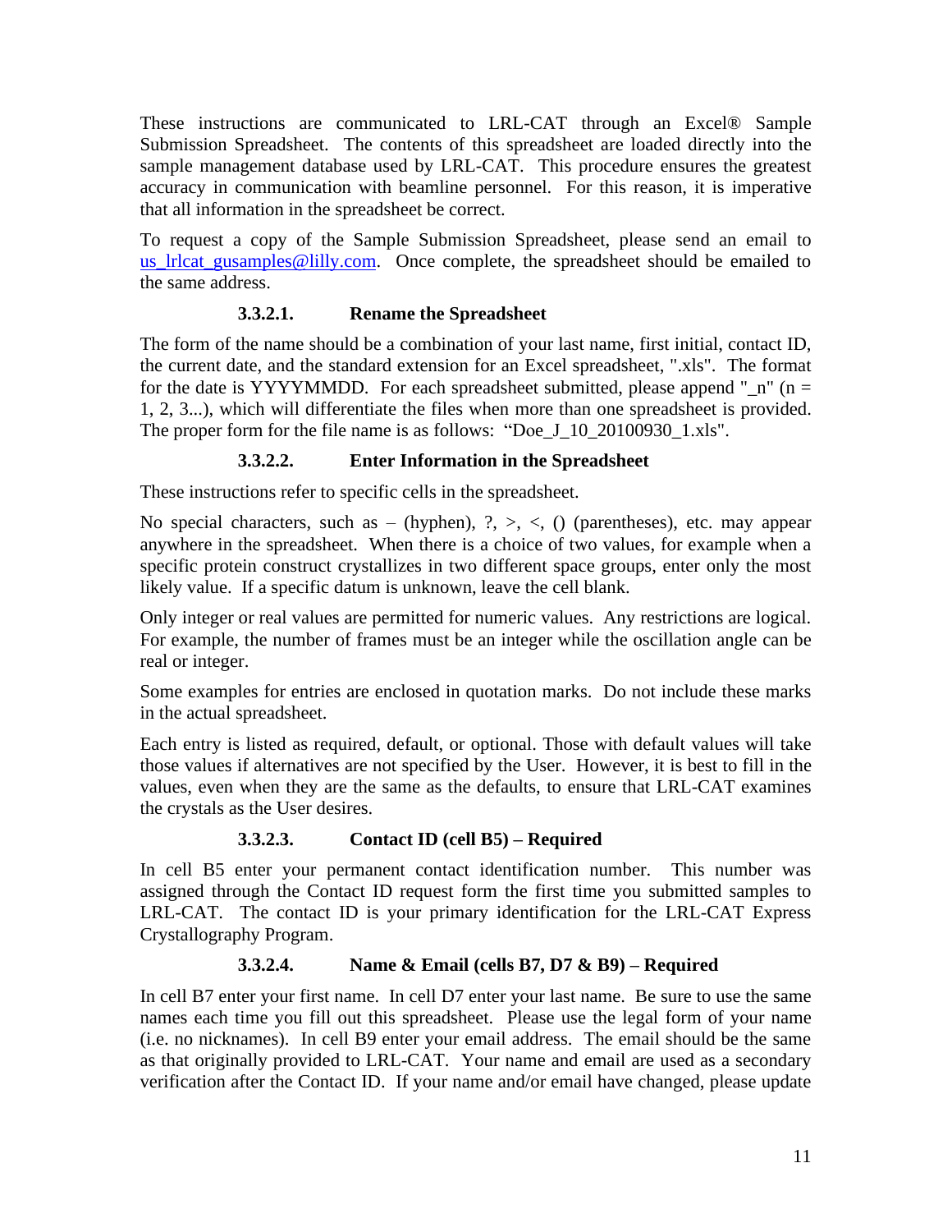These instructions are communicated to LRL-CAT through an Excel® Sample Submission Spreadsheet. The contents of this spreadsheet are loaded directly into the sample management database used by LRL-CAT. This procedure ensures the greatest accuracy in communication with beamline personnel. For this reason, it is imperative that all information in the spreadsheet be correct.

To request a copy of the Sample Submission Spreadsheet, please send an email to us_lrlcat_gusamples@lilly.com. Once complete, the spreadsheet should be emailed to the same address.

#### 3.3.2.1. Rename the Spreadsheet

The form of the name should be a combination of your last name, first initial, contact ID, the current date, and the standard extension for an Excel spreadsheet, ".xls". The format for the date is YYYYMMDD. For each spreadsheet submitted, please append "_n" (n = 1, 2, 3...), which will differentiate the files when more than one spreadsheet is provided. The proper form for the file name is as follows: "Doe_J_10_20100930_1.xls".

#### 3.3.2.2. Enter Information in the Spreadsheet

These instructions refer to specific cells in the spreadsheet.

No special characters, such as – (hyphen), ?, >, <, () (parentheses), etc. may appear anywhere in the spreadsheet. When there is a choice of two values, for example when a specific protein construct crystallizes in two different space groups, enter only the most likely value. If a specific datum is unknown, leave the cell blank.

Only integer or real values are permitted for numeric values. Any restrictions are logical. For example, the number of frames must be an integer while the oscillation angle can be real or integer.

Some examples for entries are enclosed in quotation marks. Do not include these marks in the actual spreadsheet.

Each entry is listed as required, default, or optional. Those with default values will take those values if alternatives are not specified by the User. However, it is best to fill in the values, even when they are the same as the defaults, to ensure that LRL-CAT examines the crystals as the User desires.

#### 3.3.2.3. Contact ID (cell B5) – Required

In cell B5 enter your permanent contact identification number. This number was assigned through the Contact ID request form the first time you submitted samples to LRL-CAT. The contact ID is your primary identification for the LRL-CAT Express Crystallography Program.

#### 3.3.2.4. Name & Email (cells B7, D7 & B9) – Required

In cell B7 enter your first name. In cell D7 enter your last name. Be sure to use the same names each time you fill out this spreadsheet. Please use the legal form of your name (i.e. no nicknames). In cell B9 enter your email address. The email should be the same as that originally provided to LRL-CAT. Your name and email are used as a secondary verification after the Contact ID. If your name and/or email have changed, please update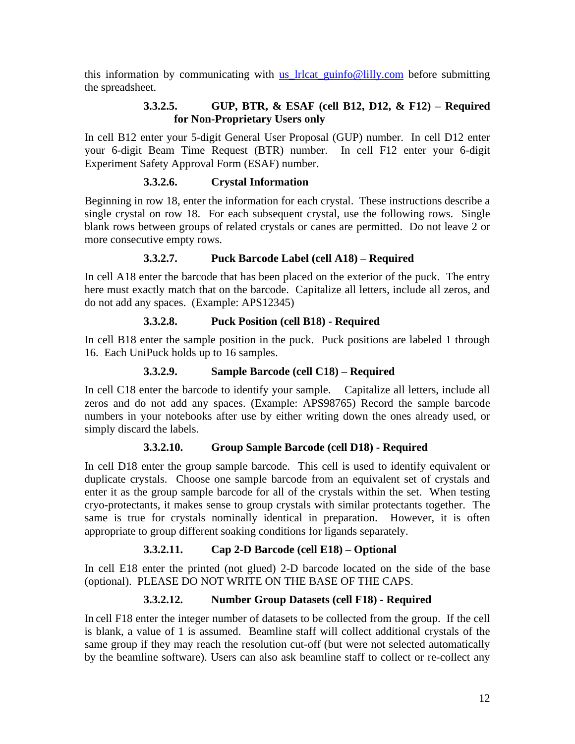this information by communicating with [us_lrlcat_guinfo@lilly.com](mailto:us_lrlcat_guinfo@lilly.com) before submitting the spreadsheet.

#### 3.3.2.5. GUP, BTR, & ESAF (cell B12, D12, & F12) – Required for Non-Proprietary Users only

In cell B12 enter your 5-digit General User Proposal (GUP) number. In cell D12 enter your 6-digit Beam Time Request (BTR) number. In cell F12 enter your 6-digit Experiment Safety Approval Form (ESAF) number.

#### 3.3.2.6. Crystal Information

Beginning in row 18, enter the information for each crystal. These instructions describe a single crystal on row 18. For each subsequent crystal, use the following rows. Single blank rows between groups of related crystals or canes are permitted. Do not leave 2 or more consecutive empty rows.

#### 3.3.2.7. Puck Barcode Label (cell A18) – Required

In cell A18 enter the barcode that has been placed on the exterior of the puck. The entry here must exactly match that on the barcode. Capitalize all letters, include all zeros, and do not add any spaces. (Example: APS12345)

#### 3.3.2.8. Puck Position (cell B18) - Required

In cell B18 enter the sample position in the puck. Puck positions are labeled 1 through 16. Each UniPuck holds up to 16 samples.

#### 3.3.2.9. Sample Barcode (cell C18) – Required

In cell C18 enter the barcode to identify your sample. Capitalize all letters, include all zeros and do not add any spaces. (Example: APS98765) Record the sample barcode numbers in your notebooks after use by either writing down the ones already used, or simply discard the labels.

#### 3.3.2.10. Group Sample Barcode (cell D18) - Required

In cell D18 enter the group sample barcode. This cell is used to identify equivalent or duplicate crystals. Choose one sample barcode from an equivalent set of crystals and enter it as the group sample barcode for all of the crystals within the set. When testing cryo-protectants, it makes sense to group crystals with similar protectants together. The same is true for crystals nominally identical in preparation. However, it is often appropriate to group different soaking conditions for ligands separately.

#### 3.3.2.11. Cap 2-D Barcode (cell E18) – Optional

In cell E18 enter the printed (not glued) 2-D barcode located on the side of the base (optional). PLEASE DO NOT WRITE ON THE BASE OF THE CAPS.

#### 3.3.2.12. Number Group Datasets (cell F18) - Required

In cell F18 enter the integer number of datasets to be collected from the group. If the cell is blank, a value of 1 is assumed. Beamline staff will collect additional crystals of the same group if they may reach the resolution cut-off (but were not selected automatically by the beamline software). Users can also ask beamline staff to collect or re-collect any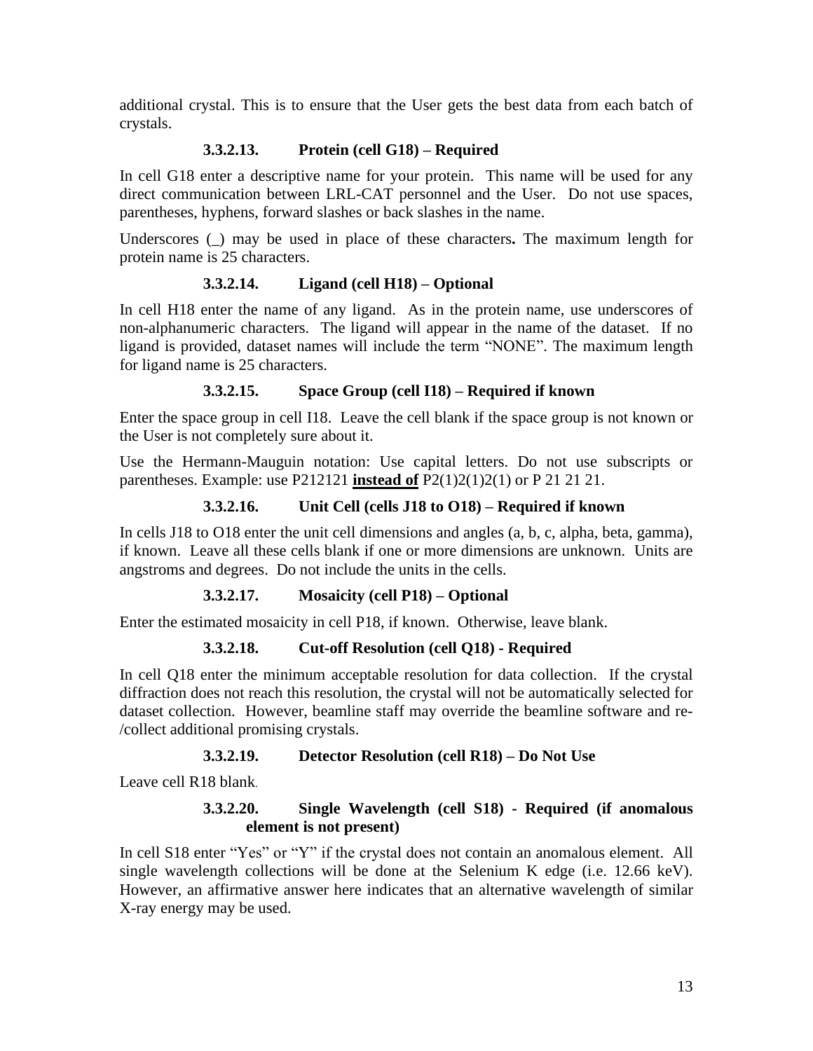additional crystal. This is to ensure that the User gets the best data from each batch of crystals.

#### 3.3.2.13. Protein (cell G18) – Required

In cell G18 enter a descriptive name for your protein. This name will be used for any direct communication between LRL-CAT personnel and the User. Do not use spaces, parentheses, hyphens, forward slashes or back slashes in the name.

Underscores (_) may be used in place of these characters**.** The maximum length for protein name is 25 characters.

#### 3.3.2.14. Ligand (cell H18) – Optional

In cell H18 enter the name of any ligand. As in the protein name, use underscores of non-alphanumeric characters. The ligand will appear in the name of the dataset. If no ligand is provided, dataset names will include the term "NONE". The maximum length for ligand name is 25 characters.

#### 3.3.2.15. Space Group (cell I18) – Required if known

Enter the space group in cell I18. Leave the cell blank if the space group is not known or the User is not completely sure about it.

Use the Hermann-Mauguin notation: Use capital letters. Do not use subscripts or parentheses. Example: use P212121 <u>**instead of**</u> P2(1)2(1)2(1) or P 21 21 21.

#### 3.3.2.16. Unit Cell (cells J18 to O18) – Required if known

In cells J18 to O18 enter the unit cell dimensions and angles (a, b, c, alpha, beta, gamma), if known. Leave all these cells blank if one or more dimensions are unknown. Units are angstroms and degrees. Do not include the units in the cells.

#### 3.3.2.17. Mosaicity (cell P18) – Optional

Enter the estimated mosaicity in cell P18, if known. Otherwise, leave blank.

#### 3.3.2.18. Cut-off Resolution (cell Q18) - Required

In cell Q18 enter the minimum acceptable resolution for data collection. If the crystal diffraction does not reach this resolution, the crystal will not be automatically selected for dataset collection. However, beamline staff may override the beamline software and re-/collect additional promising crystals.

#### 3.3.2.19. Detector Resolution (cell R18) – Do Not Use

Leave cell R18 blank.

#### 3.3.2.20. Single Wavelength (cell S18) - Required (if anomalous element is not present)

In cell S18 enter "Yes" or "Y" if the crystal does not contain an anomalous element. All single wavelength collections will be done at the Selenium K edge (i.e. 12.66 keV). However, an affirmative answer here indicates that an alternative wavelength of similar X-ray energy may be used.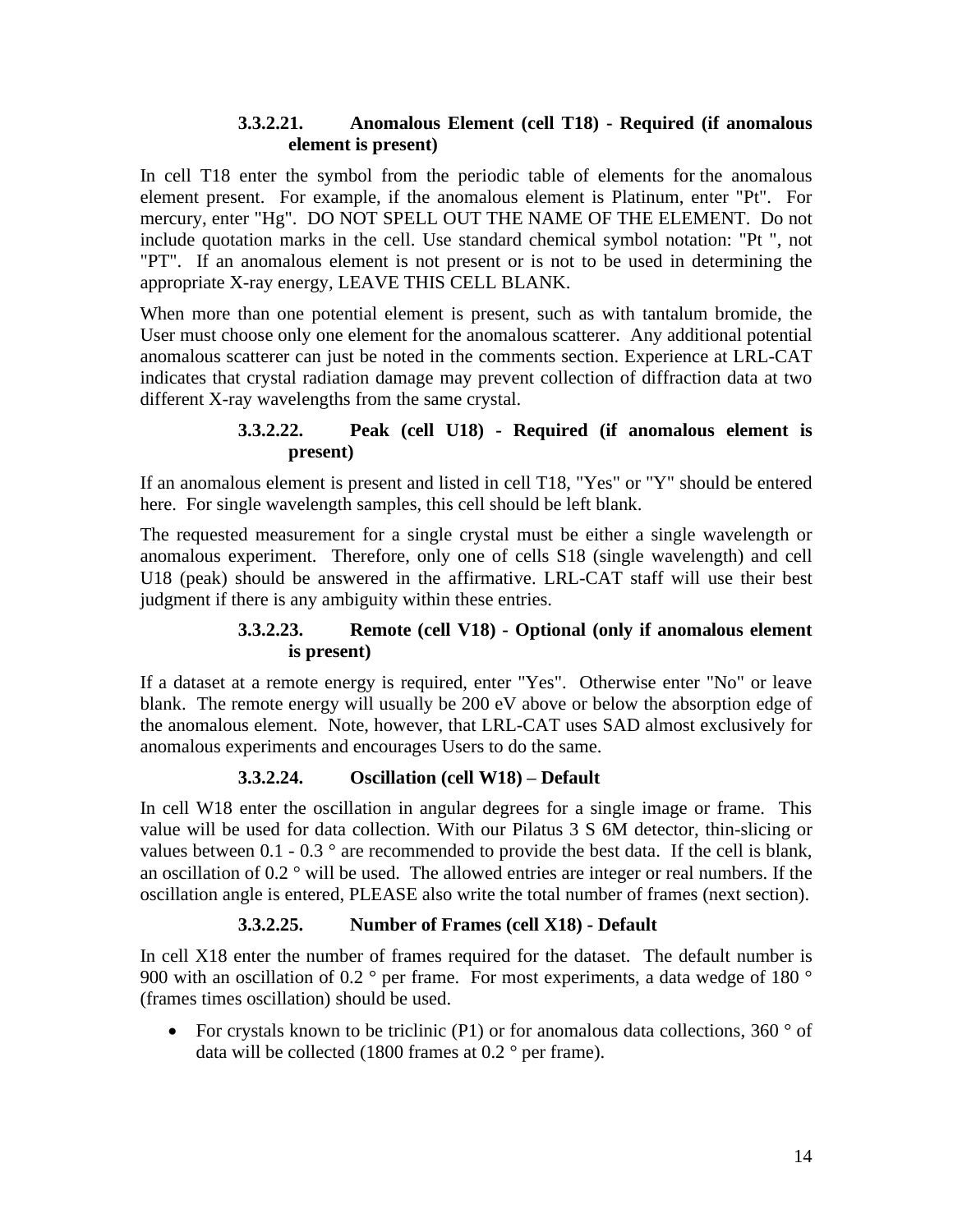#### 3.3.2.21. Anomalous Element (cell T18) - Required (if anomalous element is present)

In cell T18 enter the symbol from the periodic table of elements for the anomalous element present. For example, if the anomalous element is Platinum, enter "Pt". For mercury, enter "Hg". DO NOT SPELL OUT THE NAME OF THE ELEMENT. Do not include quotation marks in the cell. Use standard chemical symbol notation: "Pt ", not "PT". If an anomalous element is not present or is not to be used in determining the appropriate X-ray energy, LEAVE THIS CELL BLANK.

When more than one potential element is present, such as with tantalum bromide, the User must choose only one element for the anomalous scatterer. Any additional potential anomalous scatterer can just be noted in the comments section. Experience at LRL-CAT indicates that crystal radiation damage may prevent collection of diffraction data at two different X-ray wavelengths from the same crystal.

#### 3.3.2.22. Peak (cell U18) - Required (if anomalous element is present)

If an anomalous element is present and listed in cell T18, "Yes" or "Y" should be entered here. For single wavelength samples, this cell should be left blank.

The requested measurement for a single crystal must be either a single wavelength or anomalous experiment. Therefore, only one of cells S18 (single wavelength) and cell U18 (peak) should be answered in the affirmative. LRL-CAT staff will use their best judgment if there is any ambiguity within these entries.

#### 3.3.2.23. Remote (cell V18) - Optional (only if anomalous element is present)

If a dataset at a remote energy is required, enter "Yes". Otherwise enter "No" or leave blank. The remote energy will usually be 200 eV above or below the absorption edge of the anomalous element. Note, however, that LRL-CAT uses SAD almost exclusively for anomalous experiments and encourages Users to do the same.

#### 3.3.2.24. Oscillation (cell W18) – Default

In cell W18 enter the oscillation in angular degrees for a single image or frame. This value will be used for data collection. With our Pilatus 3 S 6M detector, thin-slicing or values between 0.1 - 0.3 ° are recommended to provide the best data. If the cell is blank, an oscillation of 0.2 ° will be used. The allowed entries are integer or real numbers. If the oscillation angle is entered, PLEASE also write the total number of frames (next section).

#### 3.3.2.25. Number of Frames (cell X18) - Default

In cell X18 enter the number of frames required for the dataset. The default number is 900 with an oscillation of 0.2 ° per frame. For most experiments, a data wedge of 180 ° (frames times oscillation) should be used.

- For crystals known to be triclinic (P1) or for anomalous data collections, 360 ° of data will be collected (1800 frames at 0.2 ° per frame).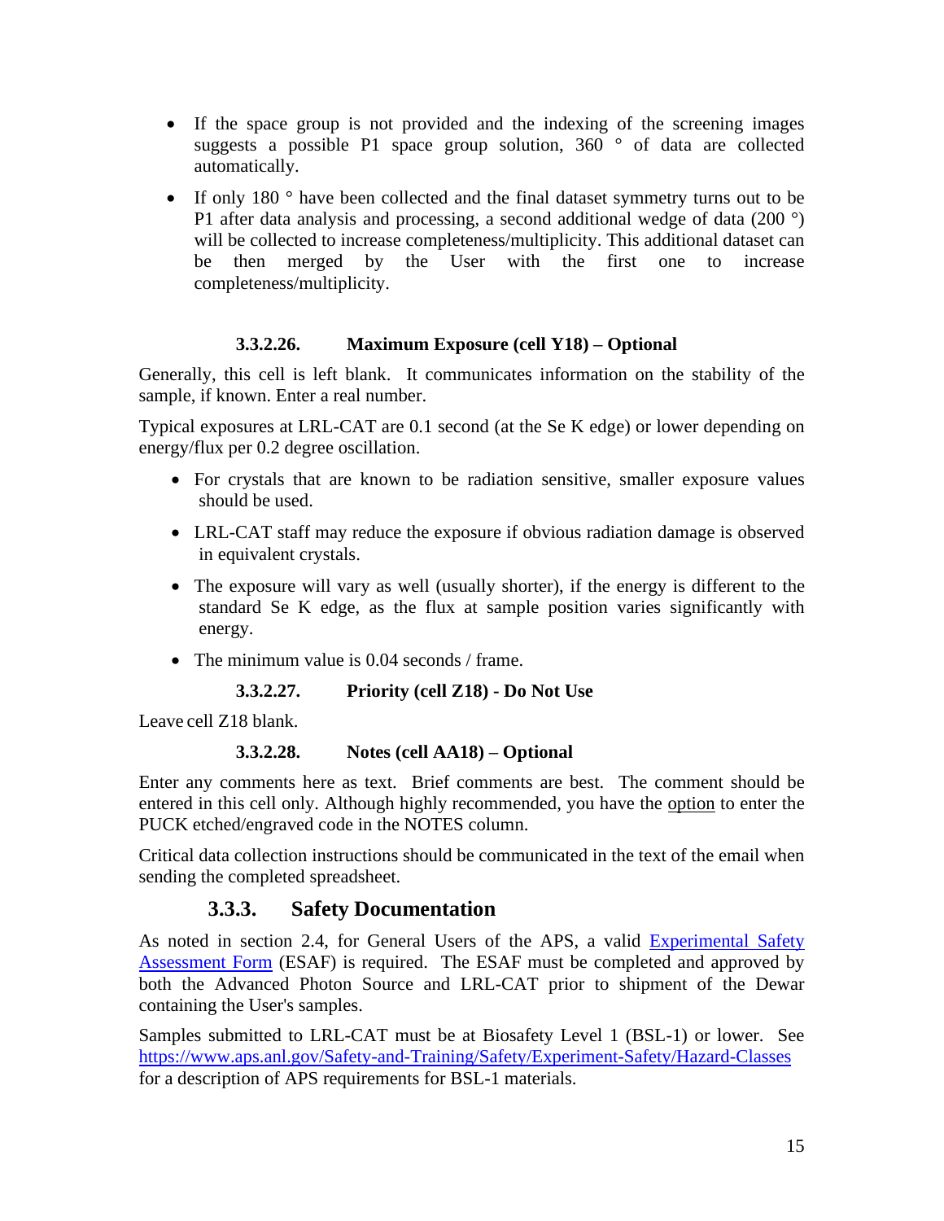- If the space group is not provided and the indexing of the screening images suggests a possible P1 space group solution, 360 ° of data are collected automatically.
- If only 180 ° have been collected and the final dataset symmetry turns out to be P1 after data analysis and processing, a second additional wedge of data (200 °) will be collected to increase completeness/multiplicity. This additional dataset can be then merged by the User with the first one to increase completeness/multiplicity.

#### 3.3.2.26. Maximum Exposure (cell Y18) – Optional

Generally, this cell is left blank. It communicates information on the stability of the sample, if known. Enter a real number.

Typical exposures at LRL-CAT are 0.1 second (at the Se K edge) or lower depending on energy/flux per 0.2 degree oscillation.

- For crystals that are known to be radiation sensitive, smaller exposure values should be used.
- LRL-CAT staff may reduce the exposure if obvious radiation damage is observed in equivalent crystals.
- The exposure will vary as well (usually shorter), if the energy is different to the standard Se K edge, as the flux at sample position varies significantly with energy.
- The minimum value is 0.04 seconds / frame.

#### 3.3.2.27. Priority (cell Z18) - Do Not Use

Leave cell Z18 blank.

#### 3.3.2.28. Notes (cell AA18) – Optional

Enter any comments here as text. Brief comments are best. The comment should be entered in this cell only. Although highly recommended, you have the option to enter the PUCK etched/engraved code in the NOTES column.

Critical data collection instructions should be communicated in the text of the email when sending the completed spreadsheet.

### 3.3.3. Safety Documentation

As noted in section 2.4, for General Users of the APS, a valid Experimental Safety Assessment Form (ESAF) is required. The ESAF must be completed and approved by both the Advanced Photon Source and LRL-CAT prior to shipment of the Dewar containing the User's samples.

Samples submitted to LRL-CAT must be at Biosafety Level 1 (BSL-1) or lower. See https://www.aps.anl.gov/Safety-and-Training/Safety/Experiment-Safety/Hazard-Classes for a description of APS requirements for BSL-1 materials.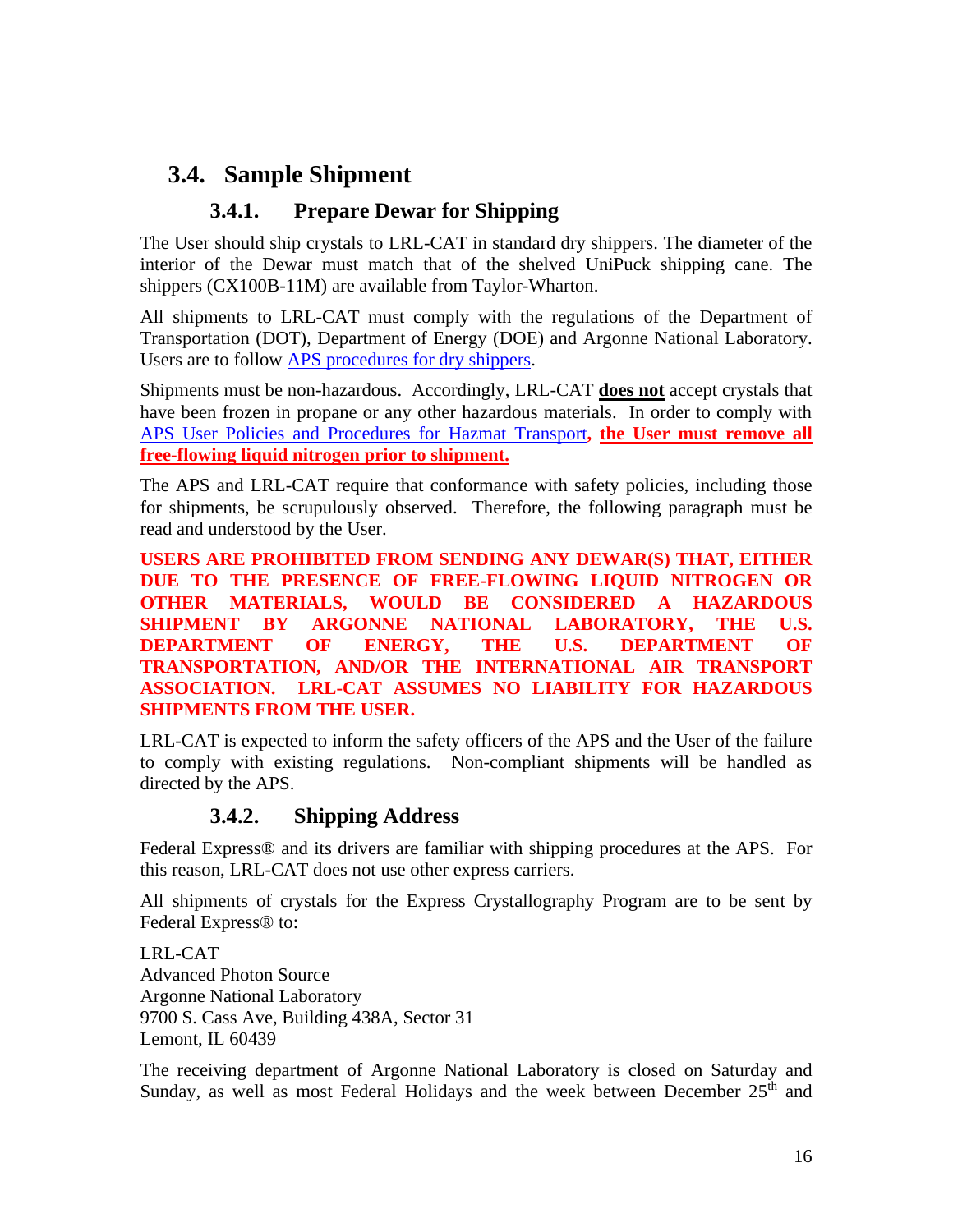## 3.4. Sample Shipment

### 3.4.1. Prepare Dewar for Shipping

The User should ship crystals to LRL-CAT in standard dry shippers. The diameter of the interior of the Dewar must match that of the shelved UniPuck shipping cane. The shippers (CX100B-11M) are available from Taylor-Wharton.

All shipments to LRL-CAT must comply with the regulations of the Department of Transportation (DOT), Department of Energy (DOE) and Argonne National Laboratory. Users are to follow APS procedures for dry shippers.

Shipments must be non-hazardous. Accordingly, LRL-CAT **does not** accept crystals that have been frozen in propane or any other hazardous materials. In order to comply with APS User Policies and Procedures for Hazmat Transport, **the User must remove all free-flowing liquid nitrogen prior to shipment.**

The APS and LRL-CAT require that conformance with safety policies, including those for shipments, be scrupulously observed. Therefore, the following paragraph must be read and understood by the User.

**USERS ARE PROHIBITED FROM SENDING ANY DEWAR(S) THAT, EITHER DUE TO THE PRESENCE OF FREE-FLOWING LIQUID NITROGEN OR OTHER MATERIALS, WOULD BE CONSIDERED A HAZARDOUS SHIPMENT BY ARGONNE NATIONAL LABORATORY, THE U.S. DEPARTMENT OF ENERGY, THE U.S. DEPARTMENT OF TRANSPORTATION, AND/OR THE INTERNATIONAL AIR TRANSPORT ASSOCIATION. LRL-CAT ASSUMES NO LIABILITY FOR HAZARDOUS SHIPMENTS FROM THE USER.**

LRL-CAT is expected to inform the safety officers of the APS and the User of the failure to comply with existing regulations. Non-compliant shipments will be handled as directed by the APS.

### 3.4.2. Shipping Address

Federal Express® and its drivers are familiar with shipping procedures at the APS. For this reason, LRL-CAT does not use other express carriers.

All shipments of crystals for the Express Crystallography Program are to be sent by Federal Express® to:

LRL-CAT
Advanced Photon Source
Argonne National Laboratory
9700 S. Cass Ave, Building 438A, Sector 31
Lemont, IL 60439

The receiving department of Argonne National Laboratory is closed on Saturday and Sunday, as well as most Federal Holidays and the week between December 25th and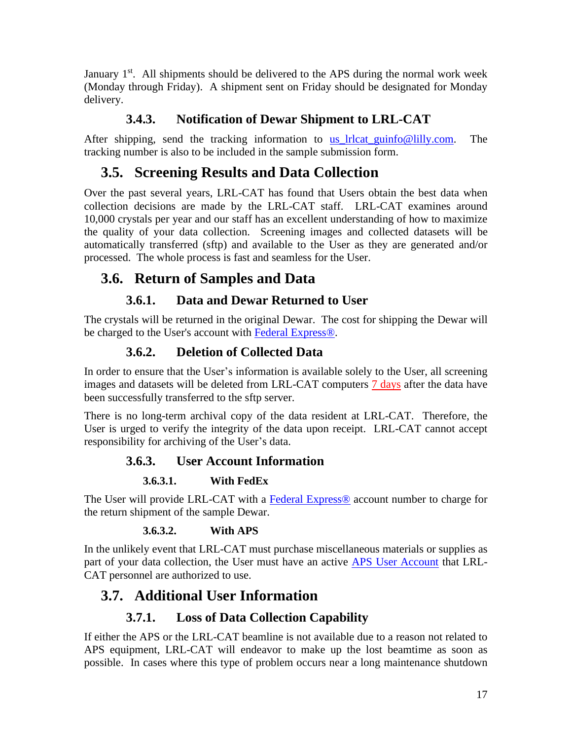January 1st. All shipments should be delivered to the APS during the normal work week (Monday through Friday). A shipment sent on Friday should be designated for Monday delivery.

### 3.4.3. Notification of Dewar Shipment to LRL-CAT

After shipping, send the tracking information to us_lrlcat_guinfo@lilly.com. The tracking number is also to be included in the sample submission form.

## 3.5. Screening Results and Data Collection

Over the past several years, LRL-CAT has found that Users obtain the best data when collection decisions are made by the LRL-CAT staff. LRL-CAT examines around 10,000 crystals per year and our staff has an excellent understanding of how to maximize the quality of your data collection. Screening images and collected datasets will be automatically transferred (sftp) and available to the User as they are generated and/or processed. The whole process is fast and seamless for the User.

## 3.6. Return of Samples and Data

### 3.6.1. Data and Dewar Returned to User

The crystals will be returned in the original Dewar. The cost for shipping the Dewar will be charged to the User's account with Federal Express®.

### 3.6.2. Deletion of Collected Data

In order to ensure that the User's information is available solely to the User, all screening images and datasets will be deleted from LRL-CAT computers 7 days after the data have been successfully transferred to the sftp server.

There is no long-term archival copy of the data resident at LRL-CAT. Therefore, the User is urged to verify the integrity of the data upon receipt. LRL-CAT cannot accept responsibility for archiving of the User's data.

### 3.6.3. User Account Information

#### 3.6.3.1. With FedEx

The User will provide LRL-CAT with a Federal Express® account number to charge for the return shipment of the sample Dewar.

#### 3.6.3.2. With APS

In the unlikely event that LRL-CAT must purchase miscellaneous materials or supplies as part of your data collection, the User must have an active APS User Account that LRL-CAT personnel are authorized to use.

## 3.7. Additional User Information

### 3.7.1. Loss of Data Collection Capability

If either the APS or the LRL-CAT beamline is not available due to a reason not related to APS equipment, LRL-CAT will endeavor to make up the lost beamtime as soon as possible. In cases where this type of problem occurs near a long maintenance shutdown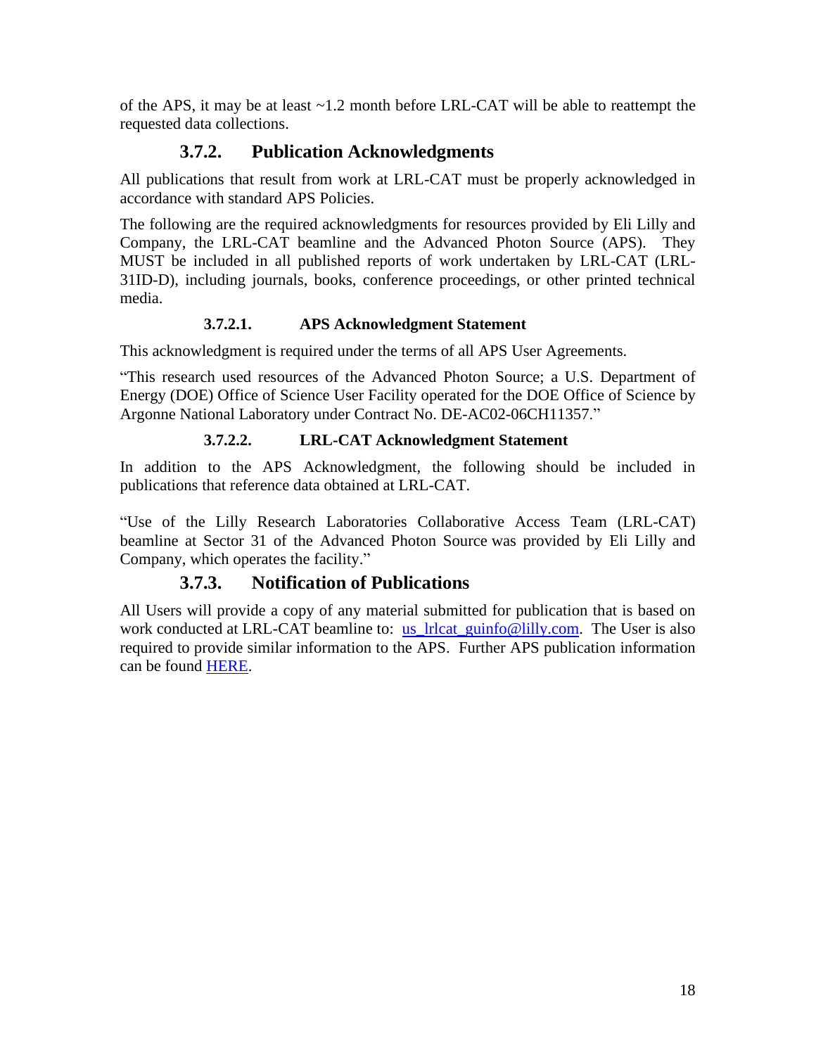of the APS, it may be at least ~1.2 month before LRL-CAT will be able to reattempt the requested data collections.

### 3.7.2. Publication Acknowledgments

All publications that result from work at LRL-CAT must be properly acknowledged in accordance with standard APS Policies.

The following are the required acknowledgments for resources provided by Eli Lilly and Company, the LRL-CAT beamline and the Advanced Photon Source (APS). They MUST be included in all published reports of work undertaken by LRL-CAT (LRL-31ID-D), including journals, books, conference proceedings, or other printed technical media.

#### 3.7.2.1. APS Acknowledgment Statement

This acknowledgment is required under the terms of all APS User Agreements.

"This research used resources of the Advanced Photon Source; a U.S. Department of Energy (DOE) Office of Science User Facility operated for the DOE Office of Science by Argonne National Laboratory under Contract No. DE-AC02-06CH11357."

#### 3.7.2.2. LRL-CAT Acknowledgment Statement

In addition to the APS Acknowledgment, the following should be included in publications that reference data obtained at LRL-CAT.

"Use of the Lilly Research Laboratories Collaborative Access Team (LRL-CAT) beamline at Sector 31 of the Advanced Photon Source was provided by Eli Lilly and Company, which operates the facility."

### 3.7.3. Notification of Publications

All Users will provide a copy of any material submitted for publication that is based on work conducted at LRL-CAT beamline to: us_lrlcat_guinfo@lilly.com. The User is also required to provide similar information to the APS. Further APS publication information can be found HERE.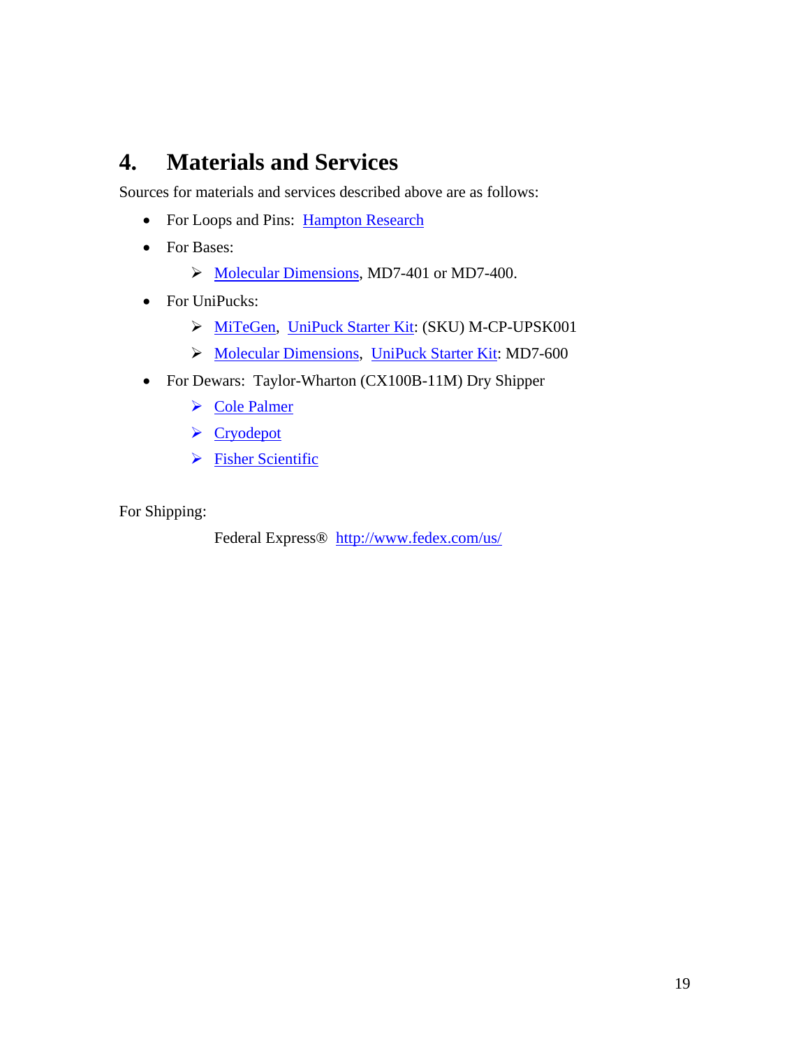# 4. Materials and Services

Sources for materials and services described above are as follows:

- For Loops and Pins: Hampton Research
- For Bases:
  - Molecular Dimensions, MD7-401 or MD7-400.
- For UniPucks:
  - MiTeGen, UniPuck Starter Kit: (SKU) M-CP-UPSK001
  - Molecular Dimensions, UniPuck Starter Kit: MD7-600
- For Dewars: Taylor-Wharton (CX100B-11M) Dry Shipper
  - Cole Palmer
  - Cryodepot
  - Fisher Scientific

For Shipping:

Federal Express® http://www.fedex.com/us/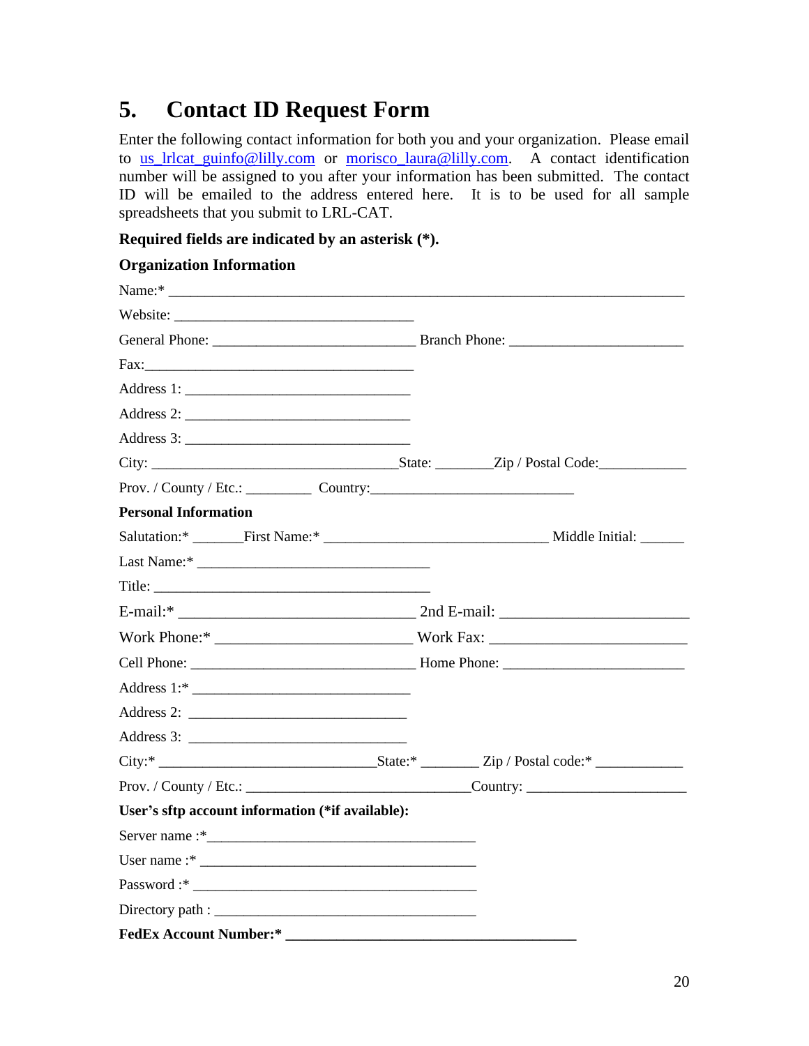# 5. Contact ID Request Form

Enter the following contact information for both you and your organization. Please email to us_lrlcat_guinfo@lilly.com or morisco_laura@lilly.com. A contact identification number will be assigned to you after your information has been submitted. The contact ID will be emailed to the address entered here. It is to be used for all sample spreadsheets that you submit to LRL-CAT.

**Required fields are indicated by an asterisk (*).**

**Organization Information**

Name:* ______________________________________________________________________

Website: _________________________________

General Phone: ____________________________ Branch Phone: ________________________

Fax:_____________________________________

Address 1: _______________________________

Address 2: _______________________________

Address 3: _______________________________

City: __________________________________State: ________Zip / Postal Code:____________

Prov. / County / Etc.: _________ Country:___________________________

**Personal Information**

Salutation:* _______First Name:* ______________________________ Middle Initial: ______

Last Name:* _______________________________

Title: ______________________________________

E-mail:* _______________________________ 2nd E-mail: ________________________

Work Phone:* _________________________ Work Fax: _________________________

Cell Phone: _______________________________ Home Phone: ________________________

Address 1:* _____________________________

Address 2: _____________________________

Address 3: _____________________________

City:* _____________________________State:* ________ Zip / Postal code:* ____________

Prov. / County / Etc.: ______________________________Country: _____________________

**User's sftp account information (*if available):**

Server name :*____________________________________

User name :* ____________________________________

Password :* ______________________________________

Directory path : ___________________________________

**FedEx Account Number:* ________________________________________**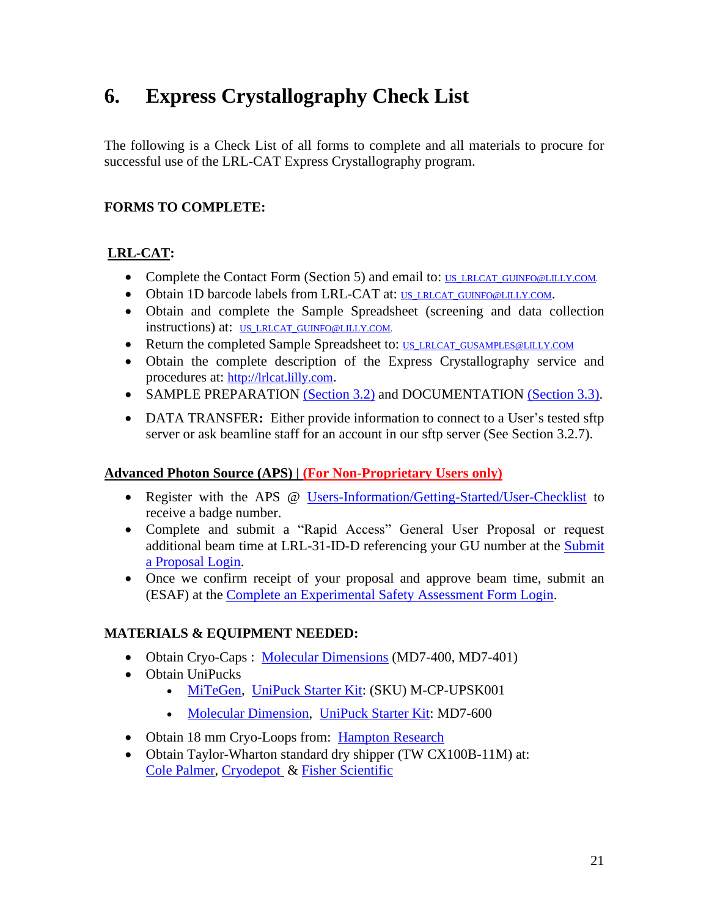# 6. Express Crystallography Check List

The following is a Check List of all forms to complete and all materials to procure for successful use of the LRL-CAT Express Crystallography program.

**FORMS TO COMPLETE:**

**LRL-CAT:**

- Complete the Contact Form (Section 5) and email to: US_LRLCAT_GUINFO@LILLY.COM.
- Obtain 1D barcode labels from LRL-CAT at: US_LRLCAT_GUINFO@LILLY.COM.
- Obtain and complete the Sample Spreadsheet (screening and data collection instructions) at: US_LRLCAT_GUINFO@LILLY.COM.
- Return the completed Sample Spreadsheet to: US_LRLCAT_GUSAMPLES@LILLY.COM
- Obtain the complete description of the Express Crystallography service and procedures at: http://lrlcat.lilly.com.
- SAMPLE PREPARATION (Section 3.2) and DOCUMENTATION (Section 3.3).
- DATA TRANSFER**:** Either provide information to connect to a User's tested sftp server or ask beamline staff for an account in our sftp server (See Section 3.2.7).

**Advanced Photon Source (APS) | (For Non-Proprietary Users only)**

- Register with the APS @ Users-Information/Getting-Started/User-Checklist to receive a badge number.
- Complete and submit a "Rapid Access" General User Proposal or request additional beam time at LRL-31-ID-D referencing your GU number at the Submit a Proposal Login.
- Once we confirm receipt of your proposal and approve beam time, submit an (ESAF) at the Complete an Experimental Safety Assessment Form Login.

**MATERIALS & EQUIPMENT NEEDED:**

- Obtain Cryo-Caps : Molecular Dimensions (MD7-400, MD7-401)
- Obtain UniPucks
  - MiTeGen, UniPuck Starter Kit: (SKU) M-CP-UPSK001
  - Molecular Dimension, UniPuck Starter Kit: MD7-600
- Obtain 18 mm Cryo-Loops from: Hampton Research
- Obtain Taylor-Wharton standard dry shipper (TW CX100B-11M) at: Cole Palmer, Cryodepot & Fisher Scientific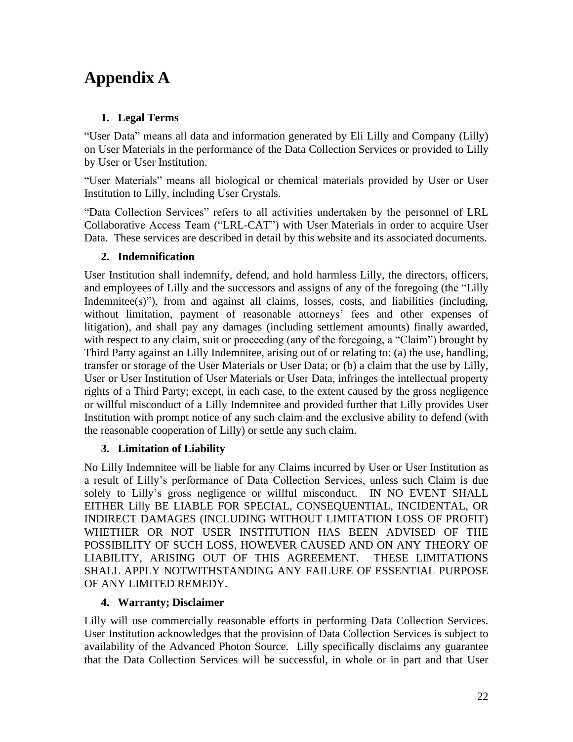# Appendix A

## 1. Legal Terms

"User Data" means all data and information generated by Eli Lilly and Company (Lilly) on User Materials in the performance of the Data Collection Services or provided to Lilly by User or User Institution.

"User Materials" means all biological or chemical materials provided by User or User Institution to Lilly, including User Crystals.

"Data Collection Services" refers to all activities undertaken by the personnel of LRL Collaborative Access Team ("LRL-CAT") with User Materials in order to acquire User Data. These services are described in detail by this website and its associated documents.

## 2. Indemnification

User Institution shall indemnify, defend, and hold harmless Lilly, the directors, officers, and employees of Lilly and the successors and assigns of any of the foregoing (the "Lilly Indemnitee(s)"), from and against all claims, losses, costs, and liabilities (including, without limitation, payment of reasonable attorneys' fees and other expenses of litigation), and shall pay any damages (including settlement amounts) finally awarded, with respect to any claim, suit or proceeding (any of the foregoing, a "Claim") brought by Third Party against an Lilly Indemnitee, arising out of or relating to: (a) the use, handling, transfer or storage of the User Materials or User Data; or (b) a claim that the use by Lilly, User or User Institution of User Materials or User Data, infringes the intellectual property rights of a Third Party; except, in each case, to the extent caused by the gross negligence or willful misconduct of a Lilly Indemnitee and provided further that Lilly provides User Institution with prompt notice of any such claim and the exclusive ability to defend (with the reasonable cooperation of Lilly) or settle any such claim.

## 3. Limitation of Liability

No Lilly Indemnitee will be liable for any Claims incurred by User or User Institution as a result of Lilly's performance of Data Collection Services, unless such Claim is due solely to Lilly's gross negligence or willful misconduct. IN NO EVENT SHALL EITHER Lilly BE LIABLE FOR SPECIAL, CONSEQUENTIAL, INCIDENTAL, OR INDIRECT DAMAGES (INCLUDING WITHOUT LIMITATION LOSS OF PROFIT) WHETHER OR NOT USER INSTITUTION HAS BEEN ADVISED OF THE POSSIBILITY OF SUCH LOSS, HOWEVER CAUSED AND ON ANY THEORY OF LIABILITY, ARISING OUT OF THIS AGREEMENT. THESE LIMITATIONS SHALL APPLY NOTWITHSTANDING ANY FAILURE OF ESSENTIAL PURPOSE OF ANY LIMITED REMEDY.

## 4. Warranty; Disclaimer

Lilly will use commercially reasonable efforts in performing Data Collection Services. User Institution acknowledges that the provision of Data Collection Services is subject to availability of the Advanced Photon Source. Lilly specifically disclaims any guarantee that the Data Collection Services will be successful, in whole or in part and that User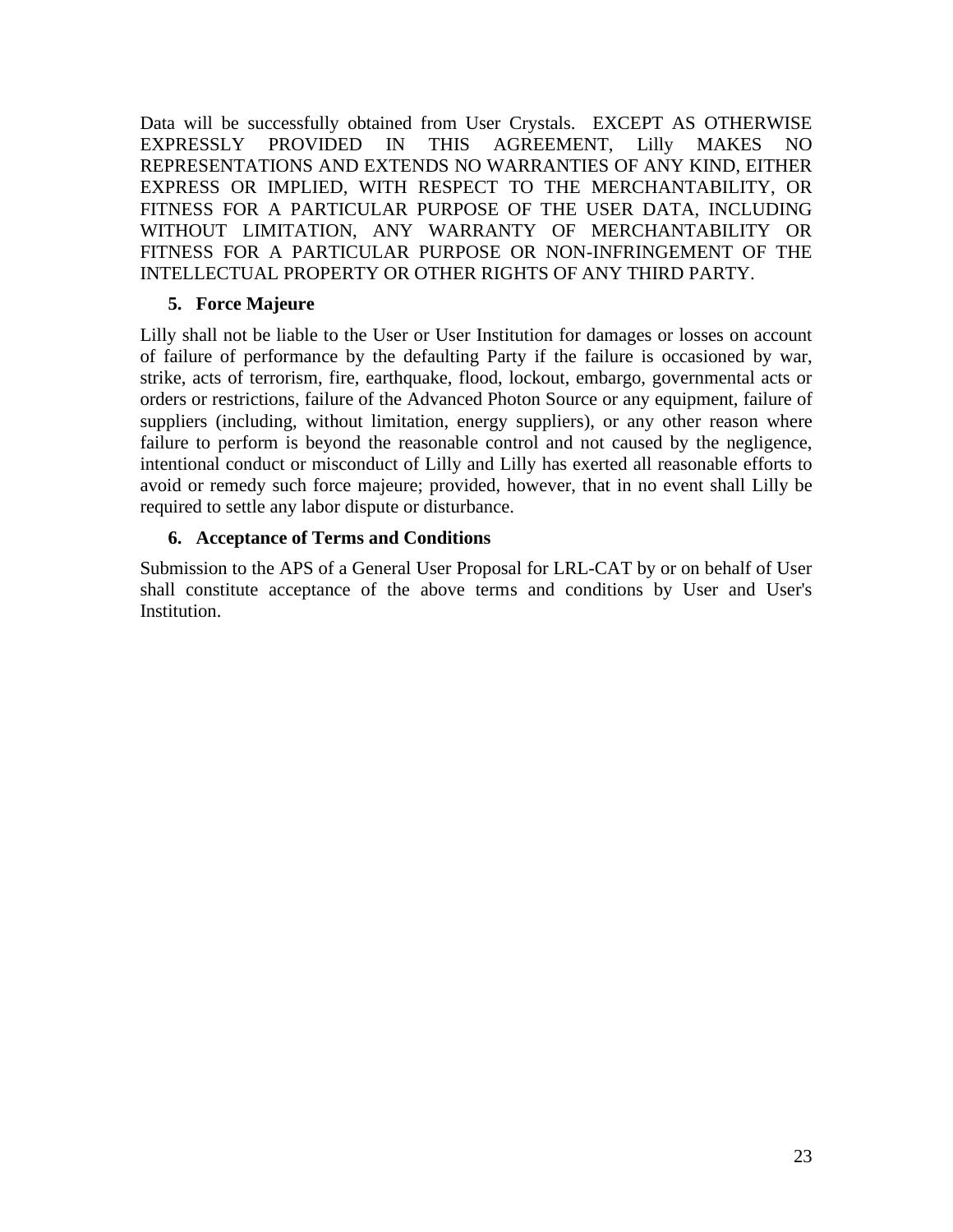Data will be successfully obtained from User Crystals. EXCEPT AS OTHERWISE EXPRESSLY PROVIDED IN THIS AGREEMENT, Lilly MAKES NO REPRESENTATIONS AND EXTENDS NO WARRANTIES OF ANY KIND, EITHER EXPRESS OR IMPLIED, WITH RESPECT TO THE MERCHANTABILITY, OR FITNESS FOR A PARTICULAR PURPOSE OF THE USER DATA, INCLUDING WITHOUT LIMITATION, ANY WARRANTY OF MERCHANTABILITY OR FITNESS FOR A PARTICULAR PURPOSE OR NON-INFRINGEMENT OF THE INTELLECTUAL PROPERTY OR OTHER RIGHTS OF ANY THIRD PARTY.

**5. Force Majeure**

Lilly shall not be liable to the User or User Institution for damages or losses on account of failure of performance by the defaulting Party if the failure is occasioned by war, strike, acts of terrorism, fire, earthquake, flood, lockout, embargo, governmental acts or orders or restrictions, failure of the Advanced Photon Source or any equipment, failure of suppliers (including, without limitation, energy suppliers), or any other reason where failure to perform is beyond the reasonable control and not caused by the negligence, intentional conduct or misconduct of Lilly and Lilly has exerted all reasonable efforts to avoid or remedy such force majeure; provided, however, that in no event shall Lilly be required to settle any labor dispute or disturbance.

**6. Acceptance of Terms and Conditions**

Submission to the APS of a General User Proposal for LRL-CAT by or on behalf of User shall constitute acceptance of the above terms and conditions by User and User's Institution.